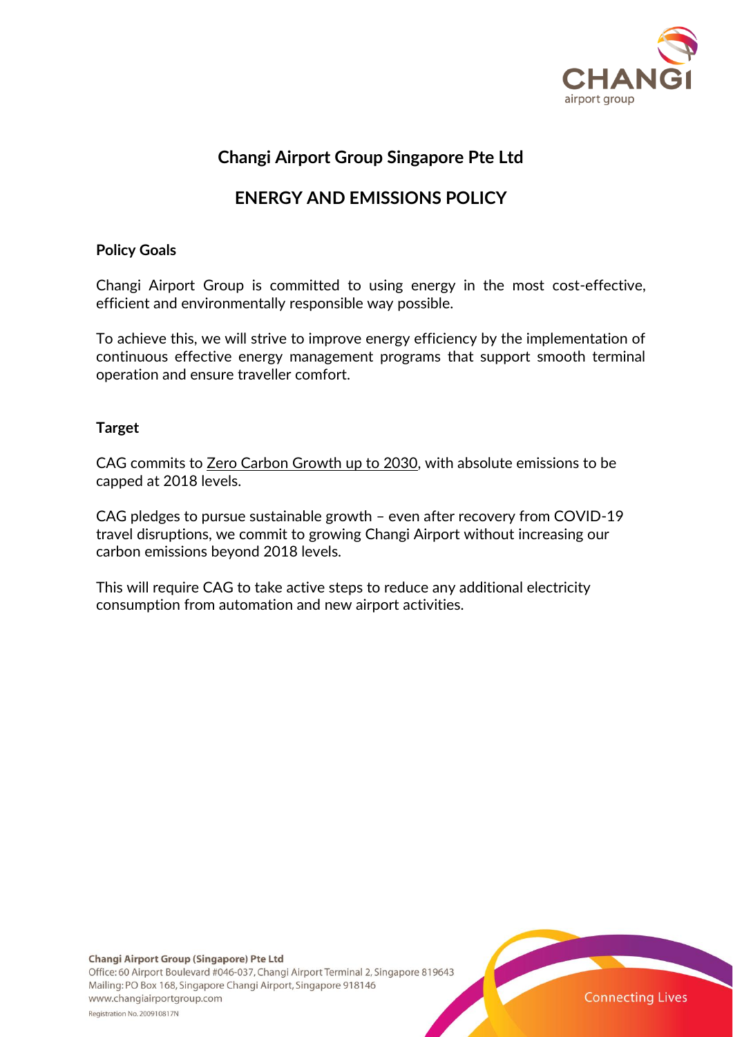# Changi Airport Group Singapore Pte Ltd

## ENERGY AND EMISSIONS POLICY

### Policy Goals

Changi Airport Group is committed to using energy in the most cost-effective, efficient and environmentally responsible way possible.

To achieve this, we will strive to improve energy efficiency by the implementation of continuous effective energy management programs that support smooth terminal operation and ensure traveller comfort.

### Target

CAG commits to Zero Carbon Growth up to 2030, with absolute emissions to be capped at 2018 levels.

CAG pledges to pursue sustainable growth – even after recovery from COVID-19 travel disruptions, we commit to growing Changi Airport without increasing our carbon emissions beyond 2018 levels.

This will require CAG to take active steps to reduce any additional electricity consumption from automation and new airport activities.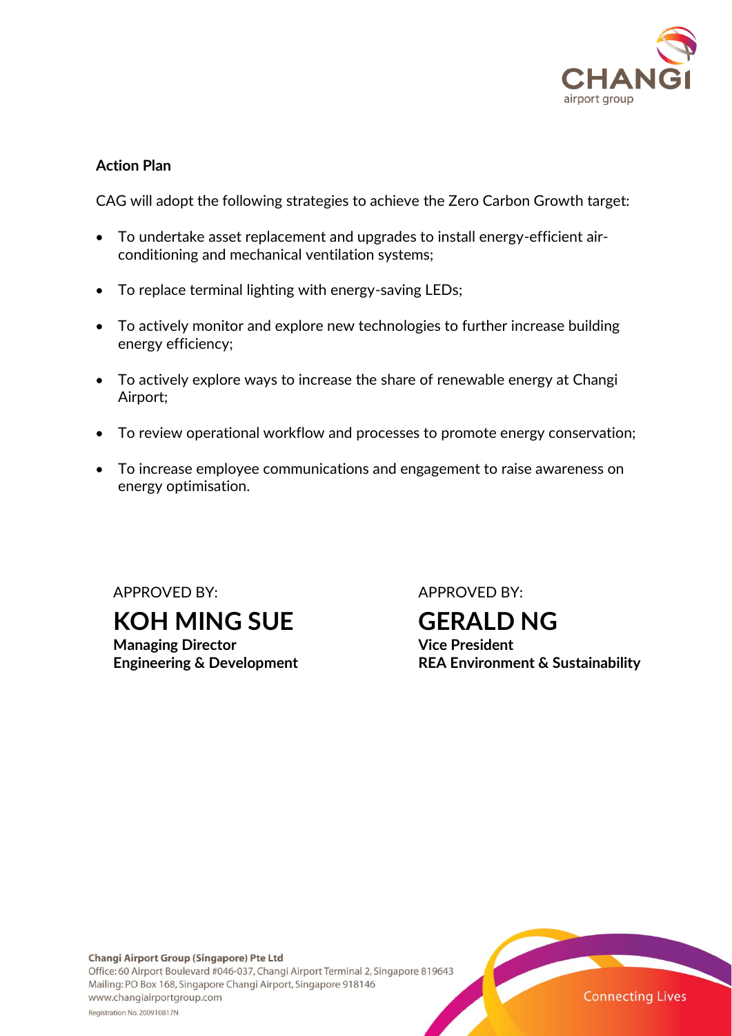**Action Plan**

CAG will adopt the following strategies to achieve the Zero Carbon Growth target:

- To undertake asset replacement and upgrades to install energy-efficient air-conditioning and mechanical ventilation systems;
- To replace terminal lighting with energy-saving LEDs;
- To actively monitor and explore new technologies to further increase building energy efficiency;
- To actively explore ways to increase the share of renewable energy at Changi Airport;
- To review operational workflow and processes to promote energy conservation;
- To increase employee communications and engagement to raise awareness on energy optimisation.

APPROVED BY:

**KOH MING SUE**
**Managing Director**
**Engineering & Development**

APPROVED BY:

**GERALD NG**
**Vice President**
**REA Environment & Sustainability**